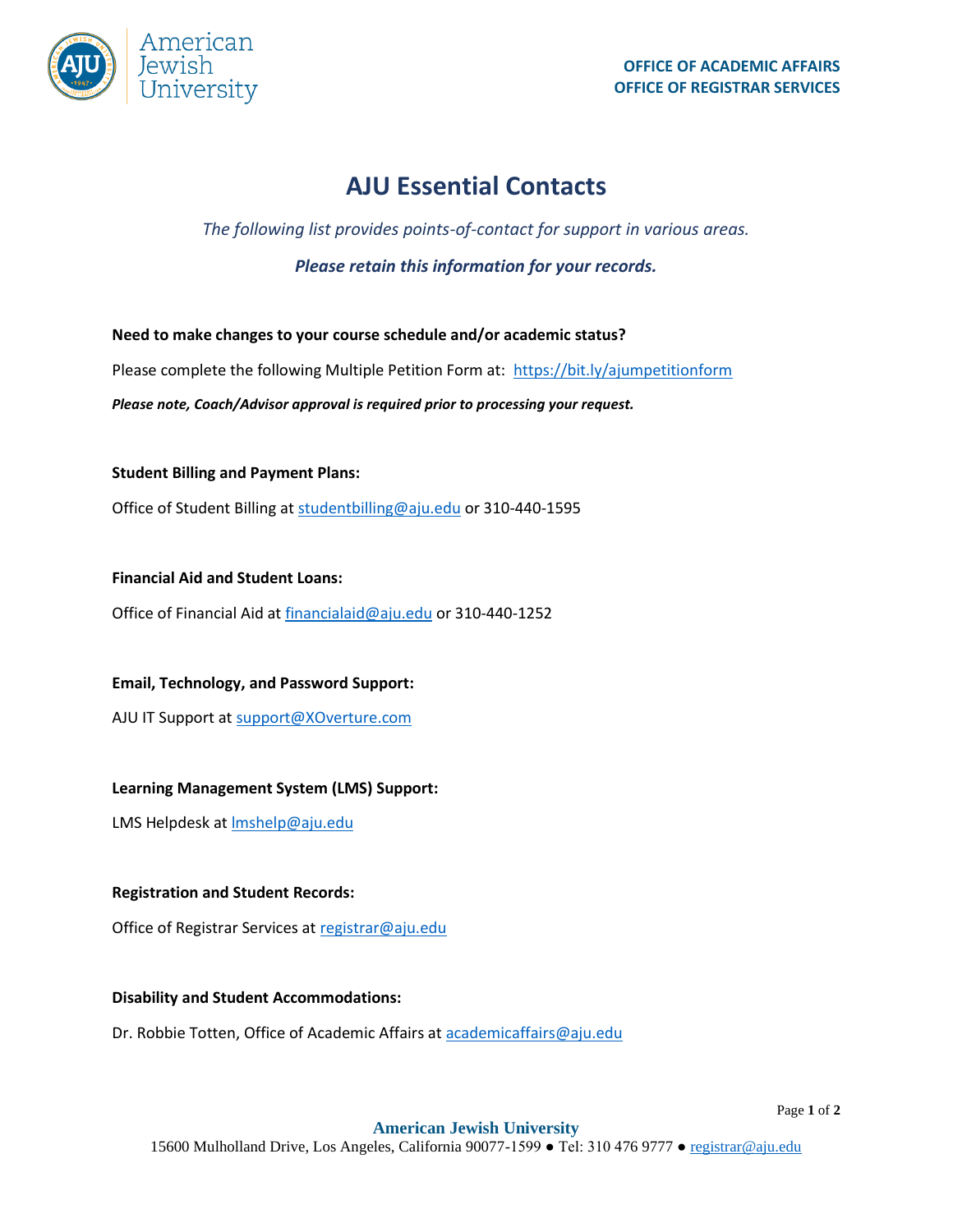OFFICE OF ACADEMIC AFFAIRS
OFFICE OF REGISTRAR SERVICES

# AJU Essential Contacts

*The following list provides points-of-contact for support in various areas.*

***Please retain this information for your records.***

**Need to make changes to your course schedule and/or academic status?**

Please complete the following Multiple Petition Form at: https://bit.ly/ajumpetitionform

***Please note, Coach/Advisor approval is required prior to processing your request.***

**Student Billing and Payment Plans:**

Office of Student Billing at studentbilling@aju.edu or 310-440-1595

**Financial Aid and Student Loans:**

Office of Financial Aid at financialaid@aju.edu or 310-440-1252

**Email, Technology, and Password Support:**

AJU IT Support at support@XOverture.com

**Learning Management System (LMS) Support:**

LMS Helpdesk at lmshelp@aju.edu

**Registration and Student Records:**

Office of Registrar Services at registrar@aju.edu

**Disability and Student Accommodations:**

Dr. Robbie Totten, Office of Academic Affairs at academicaffairs@aju.edu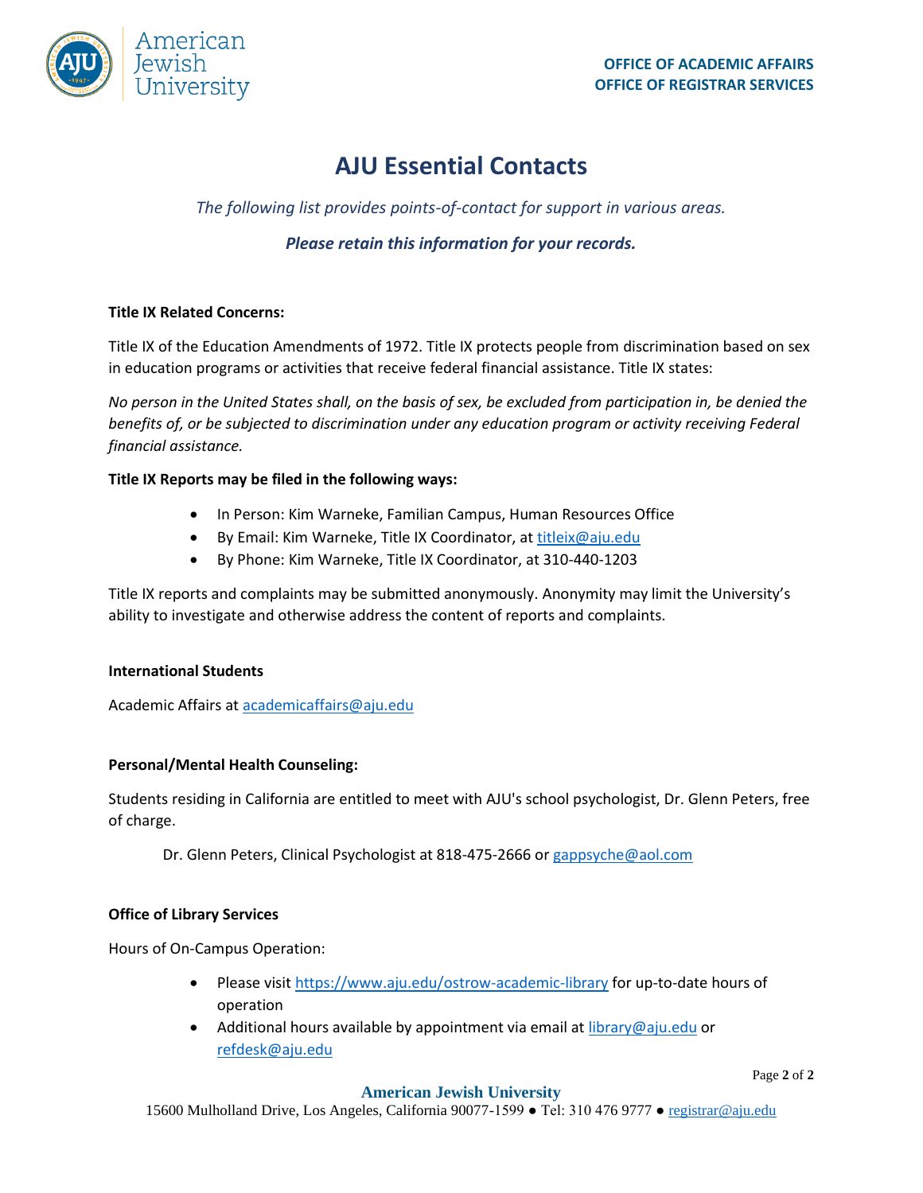**OFFICE OF ACADEMIC AFFAIRS**
**OFFICE OF REGISTRAR SERVICES**

# AJU Essential Contacts

*The following list provides points-of-contact for support in various areas.*

***Please retain this information for your records.***

**Title IX Related Concerns:**

Title IX of the Education Amendments of 1972. Title IX protects people from discrimination based on sex in education programs or activities that receive federal financial assistance. Title IX states:

*No person in the United States shall, on the basis of sex, be excluded from participation in, be denied the benefits of, or be subjected to discrimination under any education program or activity receiving Federal financial assistance.*

**Title IX Reports may be filed in the following ways:**

- In Person: Kim Warneke, Familian Campus, Human Resources Office
- By Email: Kim Warneke, Title IX Coordinator, at titleix@aju.edu
- By Phone: Kim Warneke, Title IX Coordinator, at 310-440-1203

Title IX reports and complaints may be submitted anonymously. Anonymity may limit the University's ability to investigate and otherwise address the content of reports and complaints.

**International Students**

Academic Affairs at academicaffairs@aju.edu

**Personal/Mental Health Counseling:**

Students residing in California are entitled to meet with AJU's school psychologist, Dr. Glenn Peters, free of charge.

Dr. Glenn Peters, Clinical Psychologist at 818-475-2666 or gappsyche@aol.com

**Office of Library Services**

Hours of On-Campus Operation:

- Please visit https://www.aju.edu/ostrow-academic-library for up-to-date hours of operation
- Additional hours available by appointment via email at library@aju.edu or refdesk@aju.edu